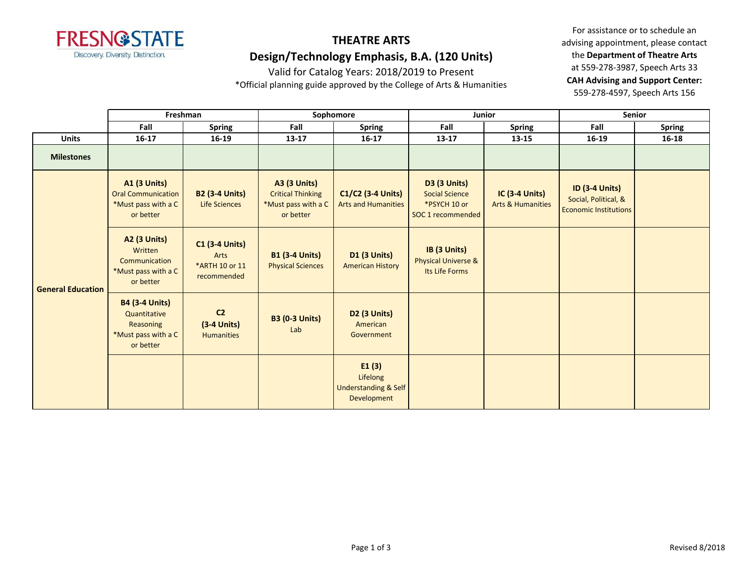FRESNO STATE
Discovery. Diversity. Distinction.

# THEATRE ARTS

## Design/Technology Emphasis, B.A. (120 Units)

Valid for Catalog Years: 2018/2019 to Present

*Official planning guide approved by the College of Arts & Humanities

For assistance or to schedule an advising appointment, please contact the **Department of Theatre Arts** at 559-278-3987, Speech Arts 33

**CAH Advising and Support Center:** 559-278-4597, Speech Arts 156

| | Freshman | | Sophomore | | Junior | | Senior | |
|---|---|---|---|---|---|---|---|---|
| | **Fall** | **Spring** | **Fall** | **Spring** | **Fall** | **Spring** | **Fall** | **Spring** |
| **Units** | **16-17** | **16-19** | **13-17** | **16-17** | **13-17** | **13-15** | **16-19** | **16-18** |
| **Milestones** | | | | | | | | |
| **General Education** | **A1 (3 Units)** Oral Communication *Must pass with a C or better | **B2 (3-4 Units)** Life Sciences | **A3 (3 Units)** Critical Thinking *Must pass with a C or better | **C1/C2 (3-4 Units)** Arts and Humanities | **D3 (3 Units)** Social Science *PSYCH 10 or SOC 1 recommended | **IC (3-4 Units)** Arts & Humanities | **ID (3-4 Units)** Social, Political, & Economic Institutions | |
| | **A2 (3 Units)** Written Communication *Must pass with a C or better | **C1 (3-4 Units)** Arts *ARTH 10 or 11 recommended | **B1 (3-4 Units)** Physical Sciences | **D1 (3 Units)** American History | **IB (3 Units)** Physical Universe & Its Life Forms | | | |
| | **B4 (3-4 Units)** Quantitative Reasoning *Must pass with a C or better | **C2 (3-4 Units)** Humanities | **B3 (0-3 Units)** Lab | **D2 (3 Units)** American Government | | | | |
| | | | | **E1 (3)** Lifelong Understanding & Self Development | | | | |

Revised 8/2018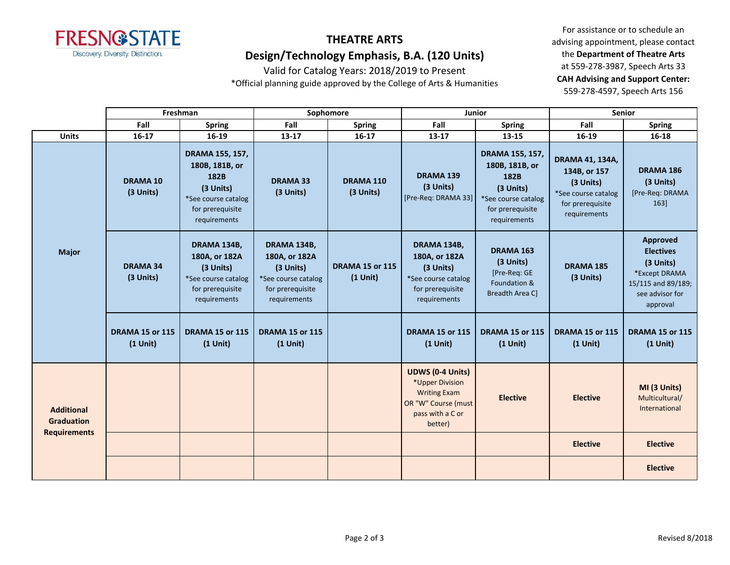# THEATRE ARTS

## Design/Technology Emphasis, B.A. (120 Units)

Valid for Catalog Years: 2018/2019 to Present

*Official planning guide approved by the College of Arts & Humanities

For assistance or to schedule an advising appointment, please contact the **Department of Theatre Arts** at 559-278-3987, Speech Arts 33

**CAH Advising and Support Center:** 559-278-4597, Speech Arts 156

| | Freshman | | Sophomore | | Junior | | Senior | |
|---|---|---|---|---|---|---|---|---|
| | **Fall** | **Spring** | **Fall** | **Spring** | **Fall** | **Spring** | **Fall** | **Spring** |
| **Units** | **16-17** | **16-19** | **13-17** | **16-17** | **13-17** | **13-15** | **16-19** | **16-18** |
| **Major** | **DRAMA 10 (3 Units)** | **DRAMA 155, 157, 180B, 181B, or 182B (3 Units)** *See course catalog for prerequisite requirements | **DRAMA 33 (3 Units)** | **DRAMA 110 (3 Units)** | **DRAMA 139 (3 Units)** [Pre-Req: DRAMA 33] | **DRAMA 155, 157, 180B, 181B, or 182B (3 Units)** *See course catalog for prerequisite requirements | **DRAMA 41, 134A, 134B, or 157 (3 Units)** *See course catalog for prerequisite requirements | **DRAMA 186 (3 Units)** [Pre-Req: DRAMA 163] |
| | **DRAMA 34 (3 Units)** | **DRAMA 134B, 180A, or 182A (3 Units)** *See course catalog for prerequisite requirements | **DRAMA 134B, 180A, or 182A (3 Units)** *See course catalog for prerequisite requirements | **DRAMA 15 or 115 (1 Unit)** | **DRAMA 134B, 180A, or 182A (3 Units)** *See course catalog for prerequisite requirements | **DRAMA 163 (3 Units)** [Pre-Req: GE Foundation & Breadth Area C] | **DRAMA 185 (3 Units)** | **Approved Electives (3 Units)** *Except DRAMA 15/115 and 89/189; see advisor for approval |
| | **DRAMA 15 or 115 (1 Unit)** | **DRAMA 15 or 115 (1 Unit)** | **DRAMA 15 or 115 (1 Unit)** | | **DRAMA 15 or 115 (1 Unit)** | **DRAMA 15 or 115 (1 Unit)** | **DRAMA 15 or 115 (1 Unit)** | **DRAMA 15 or 115 (1 Unit)** |
| **Additional Graduation Requirements** | | | | | **UDWS (0-4 Units)** *Upper Division Writing Exam OR "W" Course (must pass with a C or better) | **Elective** | **Elective** | **MI (3 Units)** Multicultural/ International |
| | | | | | | | **Elective** | **Elective** |
| | | | | | | | | **Elective** |

Revised 8/2018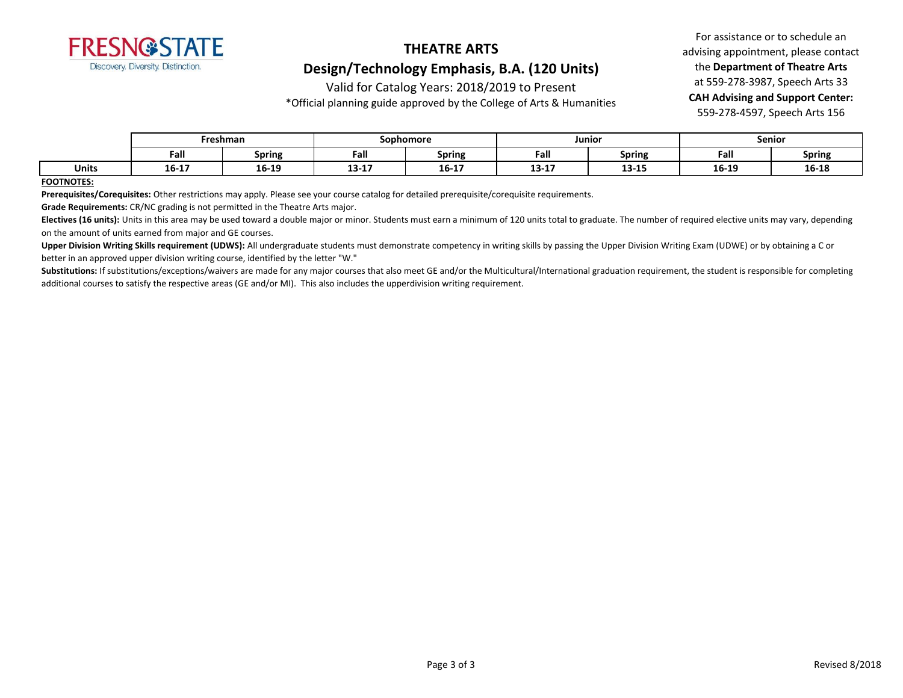# THEATRE ARTS

## Design/Technology Emphasis, B.A. (120 Units)

Valid for Catalog Years: 2018/2019 to Present

*Official planning guide approved by the College of Arts & Humanities

For assistance or to schedule an advising appointment, please contact the **Department of Theatre Arts** at 559-278-3987, Speech Arts 33

**CAH Advising and Support Center:** 559-278-4597, Speech Arts 156

| | Freshman | | Sophomore | | Junior | | Senior | |
|---|---|---|---|---|---|---|---|---|
| | **Fall** | **Spring** | **Fall** | **Spring** | **Fall** | **Spring** | **Fall** | **Spring** |
| **Units** | **16-17** | **16-19** | **13-17** | **16-17** | **13-17** | **13-15** | **16-19** | **16-18** |

**FOOTNOTES:**

**Prerequisites/Corequisites:** Other restrictions may apply. Please see your course catalog for detailed prerequisite/corequisite requirements.

**Grade Requirements:** CR/NC grading is not permitted in the Theatre Arts major.

**Electives (16 units):** Units in this area may be used toward a double major or minor. Students must earn a minimum of 120 units total to graduate. The number of required elective units may vary, depending on the amount of units earned from major and GE courses.

**Upper Division Writing Skills requirement (UDWS):** All undergraduate students must demonstrate competency in writing skills by passing the Upper Division Writing Exam (UDWE) or by obtaining a C or better in an approved upper division writing course, identified by the letter "W."

**Substitutions:** If substitutions/exceptions/waivers are made for any major courses that also meet GE and/or the Multicultural/International graduation requirement, the student is responsible for completing additional courses to satisfy the respective areas (GE and/or MI). This also includes the upperdivision writing requirement.

Revised 8/2018